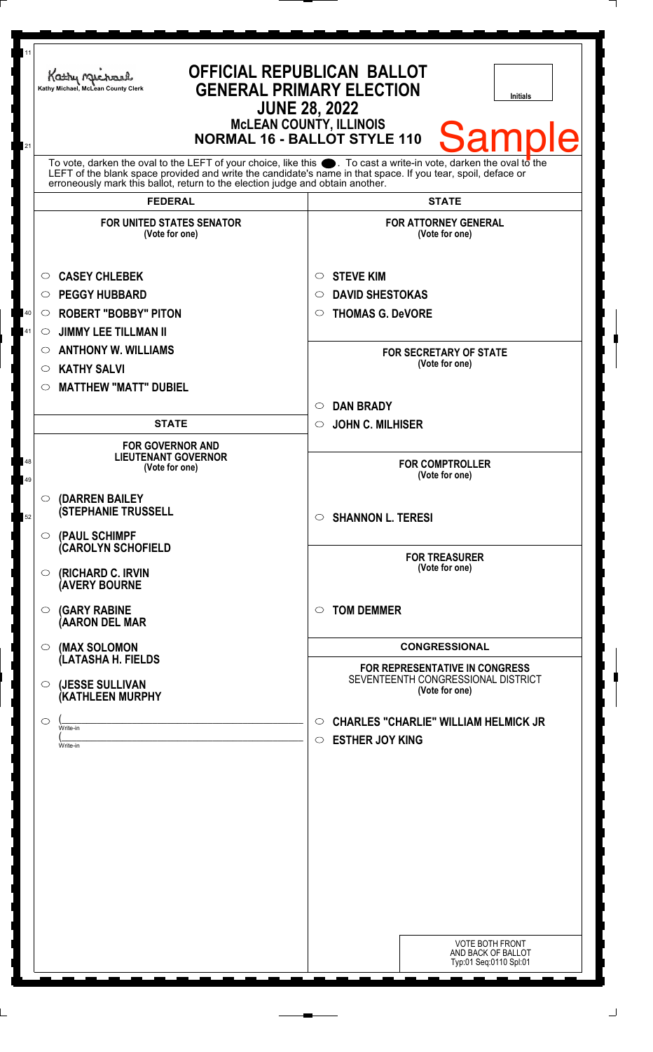Kathy Michael, McLean County Clerk

# OFFICIAL REPUBLICAN BALLOT
## GENERAL PRIMARY ELECTION
### JUNE 28, 2022
### McLEAN COUNTY, ILLINOIS
### NORMAL 16 - BALLOT STYLE 110

Initials

Sample

To vote, darken the oval to the LEFT of your choice, like this ●. To cast a write-in vote, darken the oval to the LEFT of the blank space provided and write the candidate's name in that space. If you tear, spoil, deface or erroneously mark this ballot, return to the election judge and obtain another.

## FEDERAL

**FOR UNITED STATES SENATOR**
(Vote for one)

- ○ **CASEY CHLEBEK**
- ○ **PEGGY HUBBARD**
- ○ **ROBERT "BOBBY" PITON**
- ○ **JIMMY LEE TILLMAN II**
- ○ **ANTHONY W. WILLIAMS**
- ○ **KATHY SALVI**
- ○ **MATTHEW "MATT" DUBIEL**

## STATE

**FOR GOVERNOR AND LIEUTENANT GOVERNOR**
(Vote for one)

- ○ **(DARREN BAILEY (STEPHANIE TRUSSELL**
- ○ **(PAUL SCHIMPF (CAROLYN SCHOFIELD**
- ○ **(RICHARD C. IRVIN (AVERY BOURNE**
- ○ **(GARY RABINE (AARON DEL MAR**
- ○ **(MAX SOLOMON (LATASHA H. FIELDS**
- ○ **(JESSE SULLIVAN (KATHLEEN MURPHY**
- ○ ( Write-in
  ( Write-in

## STATE

**FOR ATTORNEY GENERAL**
(Vote for one)

- ○ **STEVE KIM**
- ○ **DAVID SHESTOKAS**
- ○ **THOMAS G. DeVORE**

**FOR SECRETARY OF STATE**
(Vote for one)

- ○ **DAN BRADY**
- ○ **JOHN C. MILHISER**

**FOR COMPTROLLER**
(Vote for one)

- ○ **SHANNON L. TERESI**

**FOR TREASURER**
(Vote for one)

- ○ **TOM DEMMER**

## CONGRESSIONAL

**FOR REPRESENTATIVE IN CONGRESS**
SEVENTEENTH CONGRESSIONAL DISTRICT
(Vote for one)

- ○ **CHARLES "CHARLIE" WILLIAM HELMICK JR**
- ○ **ESTHER JOY KING**

VOTE BOTH FRONT AND BACK OF BALLOT
Typ:01 Seq:0110 Spl:01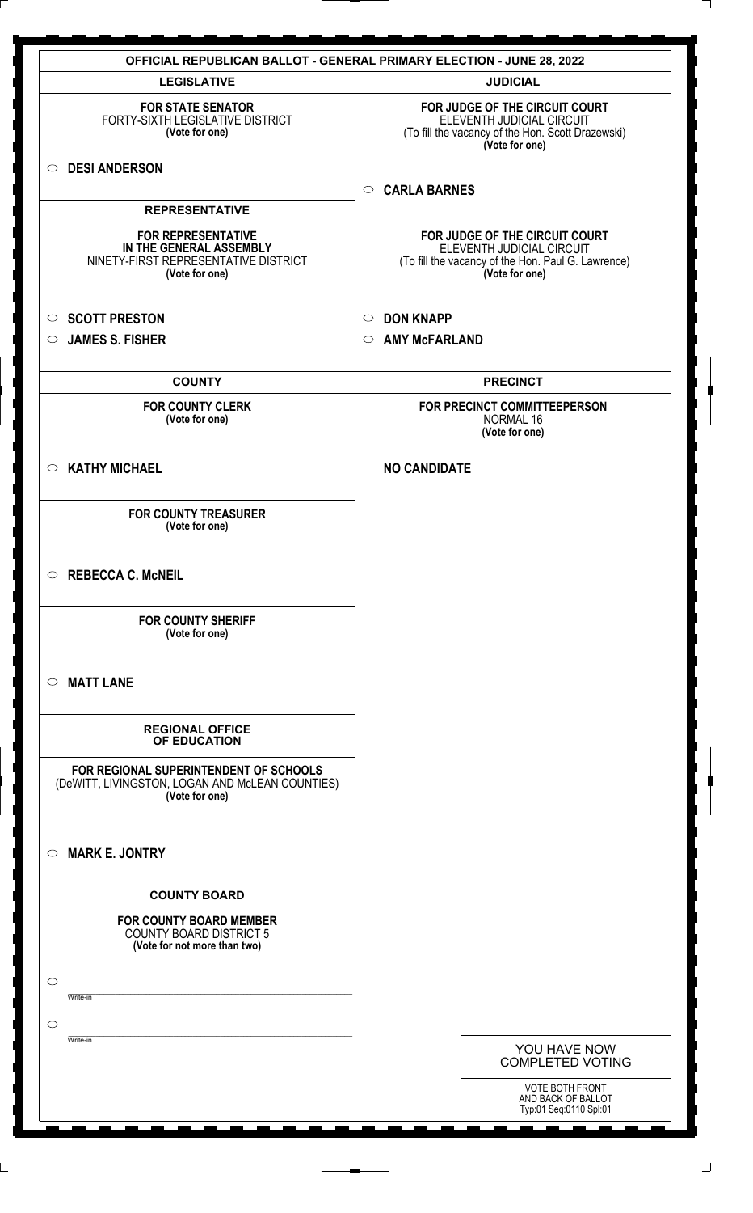# OFFICIAL REPUBLICAN BALLOT - GENERAL PRIMARY ELECTION - JUNE 28, 2022

## LEGISLATIVE

**FOR STATE SENATOR**
FORTY-SIXTH LEGISLATIVE DISTRICT
**(Vote for one)**

- ○ **DESI ANDERSON**

## REPRESENTATIVE

**FOR REPRESENTATIVE IN THE GENERAL ASSEMBLY**
NINETY-FIRST REPRESENTATIVE DISTRICT
**(Vote for one)**

- ○ **SCOTT PRESTON**
- ○ **JAMES S. FISHER**

## COUNTY

**FOR COUNTY CLERK**
**(Vote for one)**

- ○ **KATHY MICHAEL**

**FOR COUNTY TREASURER**
**(Vote for one)**

- ○ **REBECCA C. McNEIL**

**FOR COUNTY SHERIFF**
**(Vote for one)**

- ○ **MATT LANE**

## REGIONAL OFFICE OF EDUCATION

**FOR REGIONAL SUPERINTENDENT OF SCHOOLS**
(DeWITT, LIVINGSTON, LOGAN AND McLEAN COUNTIES)
**(Vote for one)**

- ○ **MARK E. JONTRY**

## COUNTY BOARD

**FOR COUNTY BOARD MEMBER**
COUNTY BOARD DISTRICT 5
**(Vote for not more than two)**

- ○ ________ Write-in
- ○ ________ Write-in

## JUDICIAL

**FOR JUDGE OF THE CIRCUIT COURT**
ELEVENTH JUDICIAL CIRCUIT
(To fill the vacancy of the Hon. Scott Drazewski)
**(Vote for one)**

- ○ **CARLA BARNES**

**FOR JUDGE OF THE CIRCUIT COURT**
ELEVENTH JUDICIAL CIRCUIT
(To fill the vacancy of the Hon. Paul G. Lawrence)
**(Vote for one)**

- ○ **DON KNAPP**
- ○ **AMY McFARLAND**

## PRECINCT

**FOR PRECINCT COMMITTEEPERSON**
NORMAL 16
**(Vote for one)**

**NO CANDIDATE**

YOU HAVE NOW COMPLETED VOTING

VOTE BOTH FRONT AND BACK OF BALLOT
Typ:01 Seq:0110 Spl:01